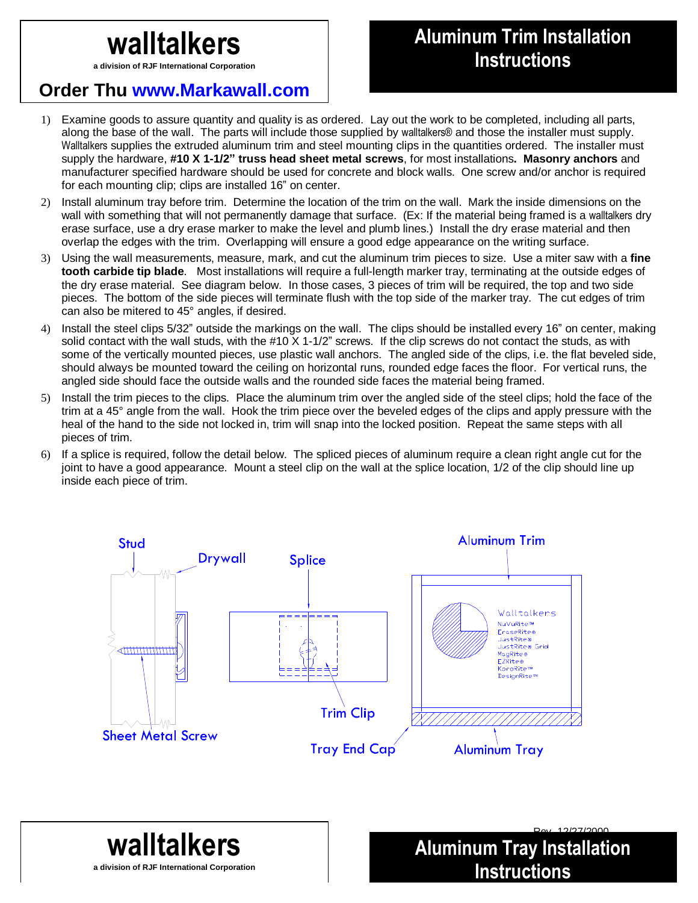# walltalkers

**a division of RJF International Corporation**

## Order Thu www.Markawall.com

# Aluminum Trim Installation Instructions

1) Examine goods to assure quantity and quality is as ordered. Lay out the work to be completed, including all parts, along the base of the wall. The parts will include those supplied by walltalkers® and those the installer must supply. Walltalkers supplies the extruded aluminum trim and steel mounting clips in the quantities ordered. The installer must supply the hardware, **#10 X 1-1/2" truss head sheet metal screws**, for most installations**. Masonry anchors** and manufacturer specified hardware should be used for concrete and block walls. One screw and/or anchor is required for each mounting clip; clips are installed 16" on center.
2) Install aluminum tray before trim. Determine the location of the trim on the wall. Mark the inside dimensions on the wall with something that will not permanently damage that surface. (Ex: If the material being framed is a walltalkers dry erase surface, use a dry erase marker to make the level and plumb lines.) Install the dry erase material and then overlap the edges with the trim. Overlapping will ensure a good edge appearance on the writing surface.
3) Using the wall measurements, measure, mark, and cut the aluminum trim pieces to size. Use a miter saw with a **fine tooth carbide tip blade**. Most installations will require a full-length marker tray, terminating at the outside edges of the dry erase material. See diagram below. In those cases, 3 pieces of trim will be required, the top and two side pieces. The bottom of the side pieces will terminate flush with the top side of the marker tray. The cut edges of trim can also be mitered to 45° angles, if desired.
4) Install the steel clips 5/32" outside the markings on the wall. The clips should be installed every 16" on center, making solid contact with the wall studs, with the #10 X 1-1/2" screws. If the clip screws do not contact the studs, as with some of the vertically mounted pieces, use plastic wall anchors. The angled side of the clips, i.e. the flat beveled side, should always be mounted toward the ceiling on horizontal runs, rounded edge faces the floor. For vertical runs, the angled side should face the outside walls and the rounded side faces the material being framed.
5) Install the trim pieces to the clips. Place the aluminum trim over the angled side of the steel clips; hold the face of the trim at a 45° angle from the wall. Hook the trim piece over the beveled edges of the clips and apply pressure with the heal of the hand to the side not locked in, trim will snap into the locked position. Repeat the same steps with all pieces of trim.
6) If a splice is required, follow the detail below. The spliced pieces of aluminum require a clean right angle cut for the joint to have a good appearance. Mount a steel clip on the wall at the splice location, 1/2 of the clip should line up inside each piece of trim.

Stud — Drywall — Sheet Metal Screw — Splice — Trim Clip — Tray End Cap — Aluminum Trim — Aluminum Tray

Walltalkers: NuVuRite™, EraseRite®, JustRite®, JustRite® Grid, MagRite®, EZRite®, KoroRite™, DesignRite™

Rev. 12/27/2000

# walltalkers

**a division of RJF International Corporation**

# Aluminum Tray Installation Instructions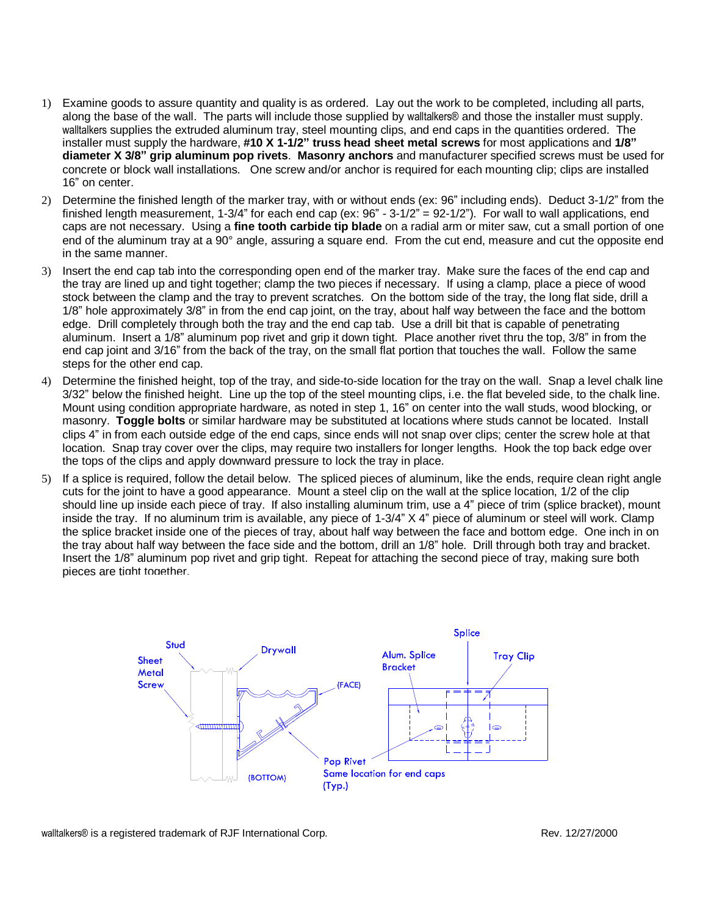1) Examine goods to assure quantity and quality is as ordered. Lay out the work to be completed, including all parts, along the base of the wall. The parts will include those supplied by walltalkers® and those the installer must supply. walltalkers supplies the extruded aluminum tray, steel mounting clips, and end caps in the quantities ordered. The installer must supply the hardware, **#10 X 1-1/2" truss head sheet metal screws** for most applications and **1/8" diameter X 3/8" grip aluminum pop rivets**. **Masonry anchors** and manufacturer specified screws must be used for concrete or block wall installations. One screw and/or anchor is required for each mounting clip; clips are installed 16" on center.

2) Determine the finished length of the marker tray, with or without ends (ex: 96" including ends). Deduct 3-1/2" from the finished length measurement, 1-3/4" for each end cap (ex: 96" - 3-1/2" = 92-1/2"). For wall to wall applications, end caps are not necessary. Using a **fine tooth carbide tip blade** on a radial arm or miter saw, cut a small portion of one end of the aluminum tray at a 90° angle, assuring a square end. From the cut end, measure and cut the opposite end in the same manner.

3) Insert the end cap tab into the corresponding open end of the marker tray. Make sure the faces of the end cap and the tray are lined up and tight together; clamp the two pieces if necessary. If using a clamp, place a piece of wood stock between the clamp and the tray to prevent scratches. On the bottom side of the tray, the long flat side, drill a 1/8" hole approximately 3/8" in from the end cap joint, on the tray, about half way between the face and the bottom edge. Drill completely through both the tray and the end cap tab. Use a drill bit that is capable of penetrating aluminum. Insert a 1/8" aluminum pop rivet and grip it down tight. Place another rivet thru the top, 3/8" in from the end cap joint and 3/16" from the back of the tray, on the small flat portion that touches the wall. Follow the same steps for the other end cap.

4) Determine the finished height, top of the tray, and side-to-side location for the tray on the wall. Snap a level chalk line 3/32" below the finished height. Line up the top of the steel mounting clips, i.e. the flat beveled side, to the chalk line. Mount using condition appropriate hardware, as noted in step 1, 16" on center into the wall studs, wood blocking, or masonry. **Toggle bolts** or similar hardware may be substituted at locations where studs cannot be located. Install clips 4" in from each outside edge of the end caps, since ends will not snap over clips; center the screw hole at that location. Snap tray cover over the clips, may require two installers for longer lengths. Hook the top back edge over the tops of the clips and apply downward pressure to lock the tray in place.

5) If a splice is required, follow the detail below. The spliced pieces of aluminum, like the ends, require clean right angle cuts for the joint to have a good appearance. Mount a steel clip on the wall at the splice location, 1/2 of the clip should line up inside each piece of tray. If also installing aluminum trim, use a 4" piece of trim (splice bracket), mount inside the tray. If no aluminum trim is available, any piece of 1-3/4" X 4" piece of aluminum or steel will work. Clamp the splice bracket inside one of the pieces of tray, about half way between the face and bottom edge. One inch in on the tray about half way between the face side and the bottom, drill an 1/8" hole. Drill through both tray and bracket. Insert the 1/8" aluminum pop rivet and grip tight. Repeat for attaching the second piece of tray, making sure both pieces are tight together.

Stud
Sheet Metal Screw
Drywall
(FACE)
(BOTTOM)
Pop Rivet
Same location for end caps
(Typ.)
Splice
Alum. Splice Bracket
Tray Clip

walltalkers® is a registered trademark of RJF International Corp. Rev. 12/27/2000